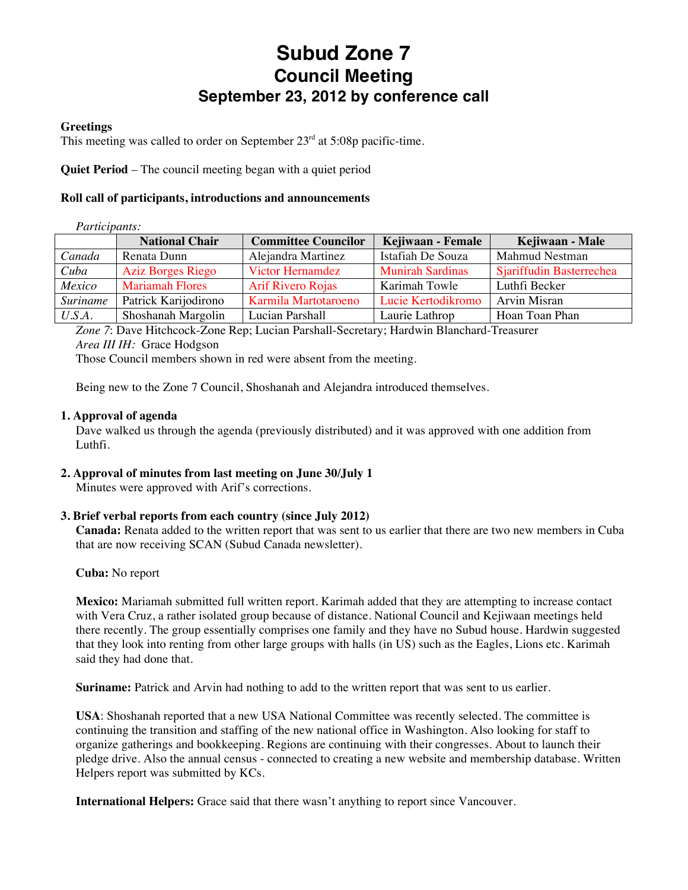# Subud Zone 7

## Council Meeting

### September 23, 2012 by conference call

**Greetings**

This meeting was called to order on September 23rd at 5:08p pacific-time.

**Quiet Period** – The council meeting began with a quiet period

**Roll call of participants, introductions and announcements**

*Participants:*

| | National Chair | Committee Councilor | Kejiwaan - Female | Kejiwaan - Male |
|---|---|---|---|---|
| *Canada* | Renata Dunn | Alejandra Martinez | Istafiah De Souza | Mahmud Nestman |
| *Cuba* | Aziz Borges Riego | Victor Hernamdez | Munirah Sardinas | Sjariffudin Basterrechea |
| *Mexico* | Mariamah Flores | Arif Rivero Rojas | Karimah Towle | Luthfi Becker |
| *Suriname* | Patrick Karijodirono | Karmila Martotaroeno | Lucie Kertodikromo | Arvin Misran |
| *U.S.A.* | Shoshanah Margolin | Lucian Parshall | Laurie Lathrop | Hoan Toan Phan |

*Zone 7*: Dave Hitchcock-Zone Rep; Lucian Parshall-Secretary; Hardwin Blanchard-Treasurer

*Area III IH:* Grace Hodgson

Those Council members shown in red were absent from the meeting.

Being new to the Zone 7 Council, Shoshanah and Alejandra introduced themselves.

**1. Approval of agenda**

Dave walked us through the agenda (previously distributed) and it was approved with one addition from Luthfi.

**2. Approval of minutes from last meeting on June 30/July 1**

Minutes were approved with Arif's corrections.

**3. Brief verbal reports from each country (since July 2012)**

**Canada:** Renata added to the written report that was sent to us earlier that there are two new members in Cuba that are now receiving SCAN (Subud Canada newsletter).

**Cuba:** No report

**Mexico:** Mariamah submitted full written report. Karimah added that they are attempting to increase contact with Vera Cruz, a rather isolated group because of distance. National Council and Kejiwaan meetings held there recently. The group essentially comprises one family and they have no Subud house. Hardwin suggested that they look into renting from other large groups with halls (in US) such as the Eagles, Lions etc. Karimah said they had done that.

**Suriname:** Patrick and Arvin had nothing to add to the written report that was sent to us earlier.

**USA**: Shoshanah reported that a new USA National Committee was recently selected. The committee is continuing the transition and staffing of the new national office in Washington. Also looking for staff to organize gatherings and bookkeeping. Regions are continuing with their congresses. About to launch their pledge drive. Also the annual census - connected to creating a new website and membership database. Written Helpers report was submitted by KCs.

**International Helpers:** Grace said that there wasn't anything to report since Vancouver.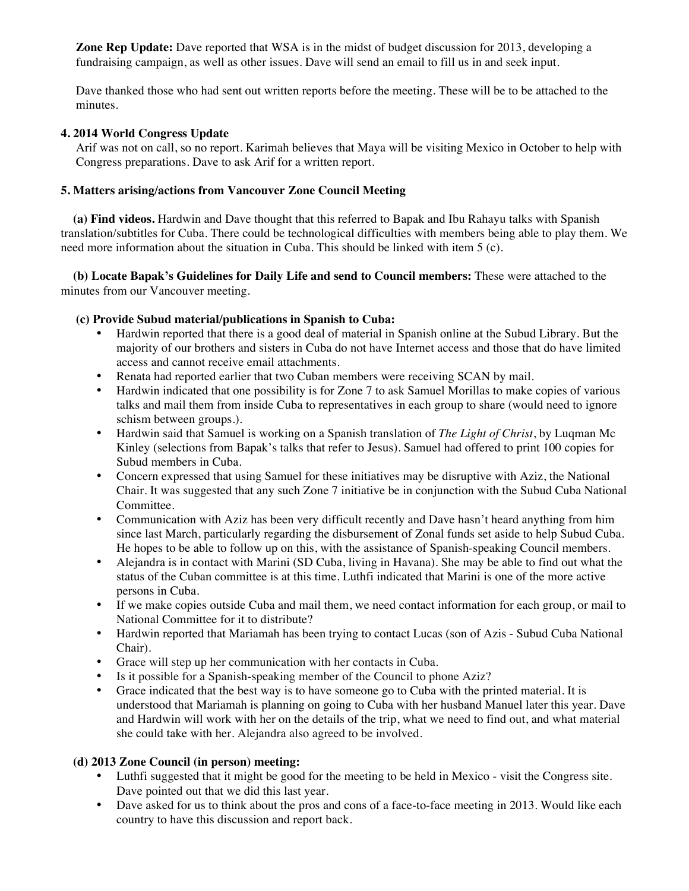**Zone Rep Update:** Dave reported that WSA is in the midst of budget discussion for 2013, developing a fundraising campaign, as well as other issues. Dave will send an email to fill us in and seek input.

Dave thanked those who had sent out written reports before the meeting. These will be to be attached to the minutes.

### 4. 2014 World Congress Update

Arif was not on call, so no report. Karimah believes that Maya will be visiting Mexico in October to help with Congress preparations. Dave to ask Arif for a written report.

### 5. Matters arising/actions from Vancouver Zone Council Meeting

**(a) Find videos.** Hardwin and Dave thought that this referred to Bapak and Ibu Rahayu talks with Spanish translation/subtitles for Cuba. There could be technological difficulties with members being able to play them. We need more information about the situation in Cuba. This should be linked with item 5 (c).

**(b) Locate Bapak's Guidelines for Daily Life and send to Council members:** These were attached to the minutes from our Vancouver meeting.

**(c) Provide Subud material/publications in Spanish to Cuba:**

- Hardwin reported that there is a good deal of material in Spanish online at the Subud Library. But the majority of our brothers and sisters in Cuba do not have Internet access and those that do have limited access and cannot receive email attachments.
- Renata had reported earlier that two Cuban members were receiving SCAN by mail.
- Hardwin indicated that one possibility is for Zone 7 to ask Samuel Morillas to make copies of various talks and mail them from inside Cuba to representatives in each group to share (would need to ignore schism between groups.).
- Hardwin said that Samuel is working on a Spanish translation of *The Light of Christ*, by Luqman Mc Kinley (selections from Bapak's talks that refer to Jesus). Samuel had offered to print 100 copies for Subud members in Cuba.
- Concern expressed that using Samuel for these initiatives may be disruptive with Aziz, the National Chair. It was suggested that any such Zone 7 initiative be in conjunction with the Subud Cuba National Committee.
- Communication with Aziz has been very difficult recently and Dave hasn't heard anything from him since last March, particularly regarding the disbursement of Zonal funds set aside to help Subud Cuba. He hopes to be able to follow up on this, with the assistance of Spanish-speaking Council members.
- Alejandra is in contact with Marini (SD Cuba, living in Havana). She may be able to find out what the status of the Cuban committee is at this time. Luthfi indicated that Marini is one of the more active persons in Cuba.
- If we make copies outside Cuba and mail them, we need contact information for each group, or mail to National Committee for it to distribute?
- Hardwin reported that Mariamah has been trying to contact Lucas (son of Azis - Subud Cuba National Chair).
- Grace will step up her communication with her contacts in Cuba.
- Is it possible for a Spanish-speaking member of the Council to phone Aziz?
- Grace indicated that the best way is to have someone go to Cuba with the printed material. It is understood that Mariamah is planning on going to Cuba with her husband Manuel later this year. Dave and Hardwin will work with her on the details of the trip, what we need to find out, and what material she could take with her. Alejandra also agreed to be involved.

**(d) 2013 Zone Council (in person) meeting:**

- Luthfi suggested that it might be good for the meeting to be held in Mexico - visit the Congress site. Dave pointed out that we did this last year.
- Dave asked for us to think about the pros and cons of a face-to-face meeting in 2013. Would like each country to have this discussion and report back.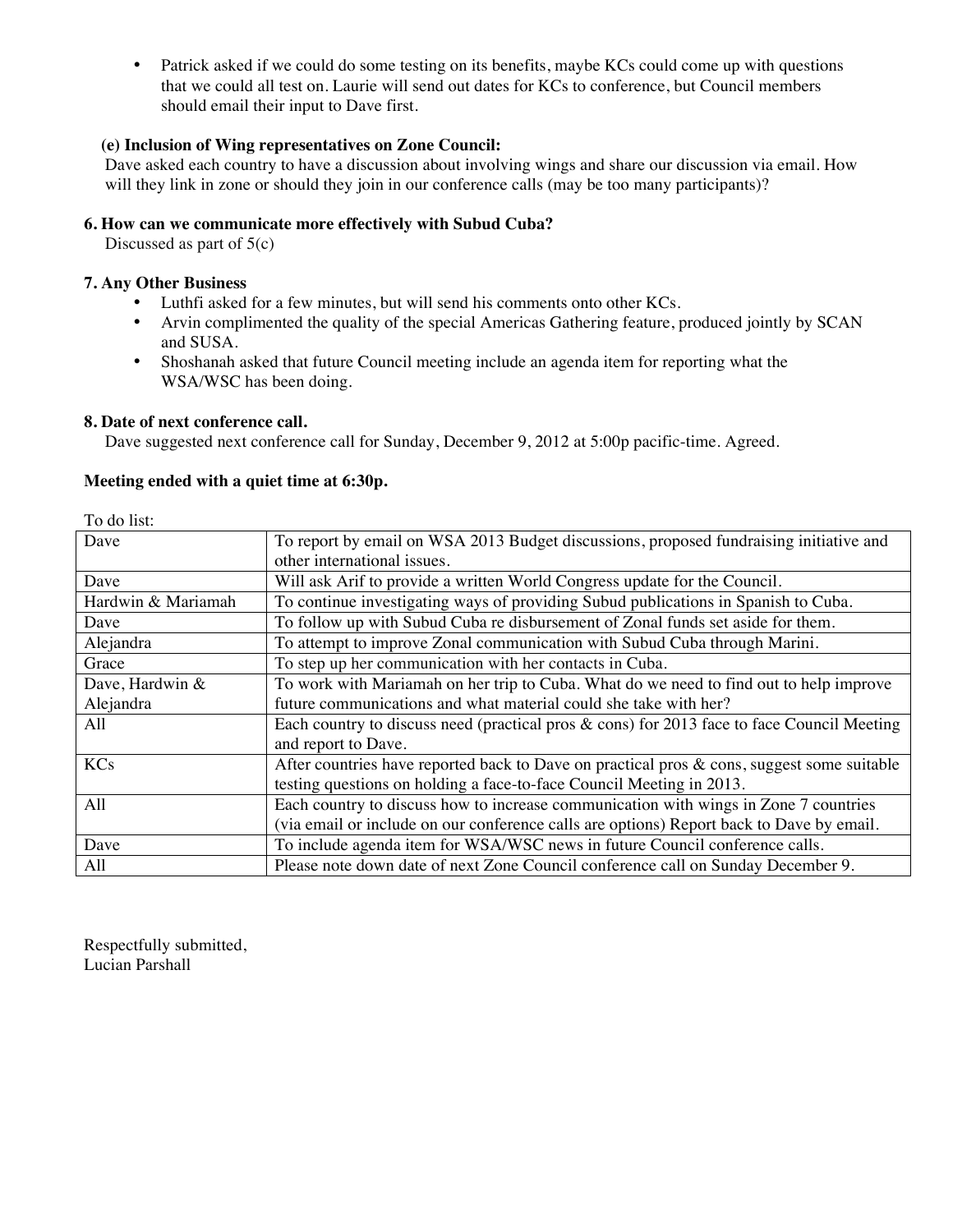- Patrick asked if we could do some testing on its benefits, maybe KCs could come up with questions that we could all test on. Laurie will send out dates for KCs to conference, but Council members should email their input to Dave first.

**(e) Inclusion of Wing representatives on Zone Council:**

Dave asked each country to have a discussion about involving wings and share our discussion via email. How will they link in zone or should they join in our conference calls (may be too many participants)?

**6. How can we communicate more effectively with Subud Cuba?**

Discussed as part of 5(c)

**7. Any Other Business**

- Luthfi asked for a few minutes, but will send his comments onto other KCs.
- Arvin complimented the quality of the special Americas Gathering feature, produced jointly by SCAN and SUSA.
- Shoshanah asked that future Council meeting include an agenda item for reporting what the WSA/WSC has been doing.

**8. Date of next conference call.**

Dave suggested next conference call for Sunday, December 9, 2012 at 5:00p pacific-time. Agreed.

**Meeting ended with a quiet time at 6:30p.**

To do list:

| | |
|---|---|
| Dave | To report by email on WSA 2013 Budget discussions, proposed fundraising initiative and other international issues. |
| Dave | Will ask Arif to provide a written World Congress update for the Council. |
| Hardwin & Mariamah | To continue investigating ways of providing Subud publications in Spanish to Cuba. |
| Dave | To follow up with Subud Cuba re disbursement of Zonal funds set aside for them. |
| Alejandra | To attempt to improve Zonal communication with Subud Cuba through Marini. |
| Grace | To step up her communication with her contacts in Cuba. |
| Dave, Hardwin & Alejandra | To work with Mariamah on her trip to Cuba. What do we need to find out to help improve future communications and what material could she take with her? |
| All | Each country to discuss need (practical pros & cons) for 2013 face to face Council Meeting and report to Dave. |
| KCs | After countries have reported back to Dave on practical pros & cons, suggest some suitable testing questions on holding a face-to-face Council Meeting in 2013. |
| All | Each country to discuss how to increase communication with wings in Zone 7 countries (via email or include on our conference calls are options) Report back to Dave by email. |
| Dave | To include agenda item for WSA/WSC news in future Council conference calls. |
| All | Please note down date of next Zone Council conference call on Sunday December 9. |

Respectfully submitted,
Lucian Parshall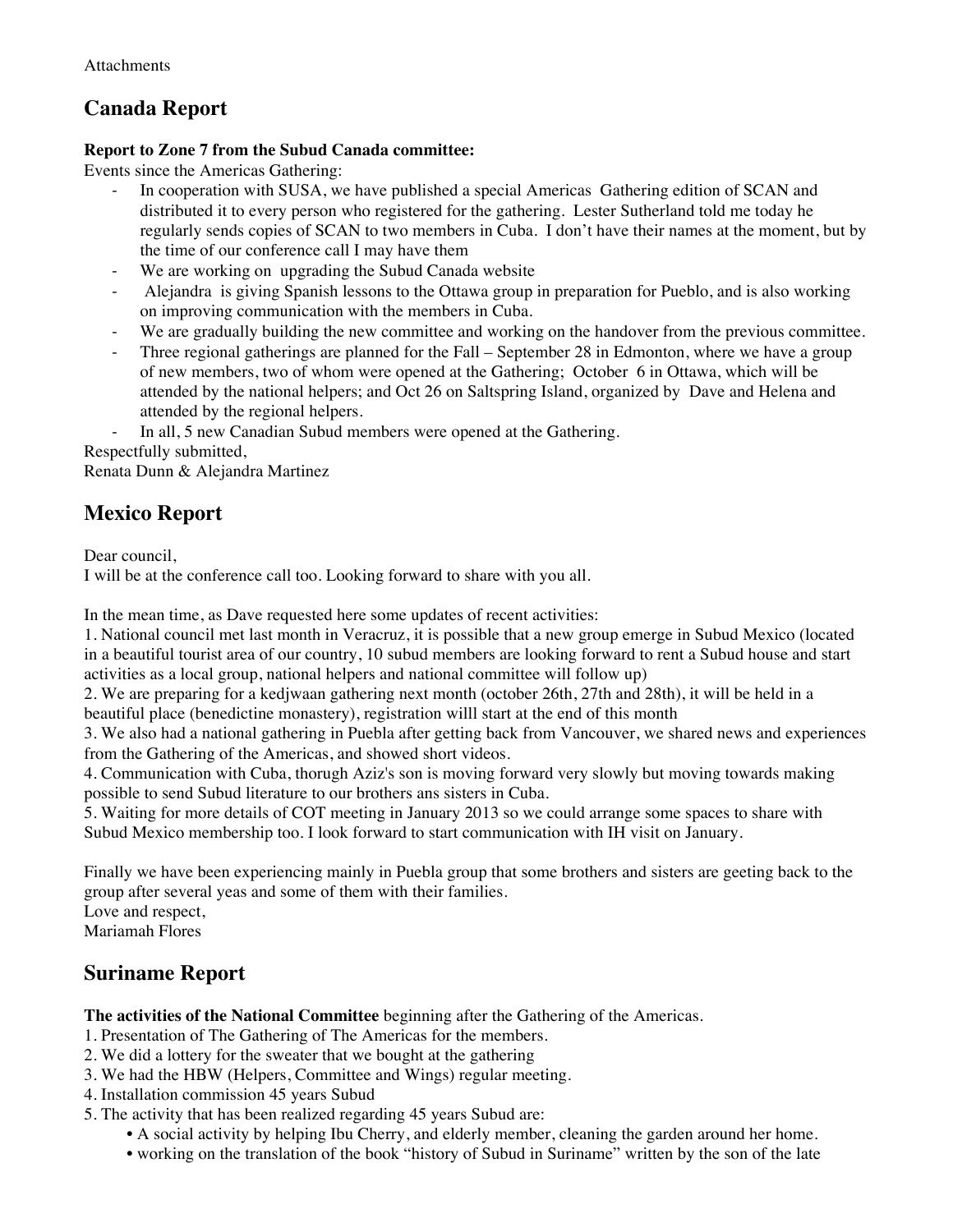Attachments

## Canada Report

**Report to Zone 7 from the Subud Canada committee:**

Events since the Americas Gathering:

- In cooperation with SUSA, we have published a special Americas Gathering edition of SCAN and distributed it to every person who registered for the gathering. Lester Sutherland told me today he regularly sends copies of SCAN to two members in Cuba. I don't have their names at the moment, but by the time of our conference call I may have them
- We are working on upgrading the Subud Canada website
- Alejandra is giving Spanish lessons to the Ottawa group in preparation for Pueblo, and is also working on improving communication with the members in Cuba.
- We are gradually building the new committee and working on the handover from the previous committee.
- Three regional gatherings are planned for the Fall – September 28 in Edmonton, where we have a group of new members, two of whom were opened at the Gathering; October 6 in Ottawa, which will be attended by the national helpers; and Oct 26 on Saltspring Island, organized by Dave and Helena and attended by the regional helpers.
- In all, 5 new Canadian Subud members were opened at the Gathering.

Respectfully submitted,
Renata Dunn & Alejandra Martinez

## Mexico Report

Dear council,
I will be at the conference call too. Looking forward to share with you all.

In the mean time, as Dave requested here some updates of recent activities:
1. National council met last month in Veracruz, it is possible that a new group emerge in Subud Mexico (located in a beautiful tourist area of our country, 10 subud members are looking forward to rent a Subud house and start activities as a local group, national helpers and national committee will follow up)
2. We are preparing for a kedjwaan gathering next month (october 26th, 27th and 28th), it will be held in a beautiful place (benedictine monastery), registration willl start at the end of this month
3. We also had a national gathering in Puebla after getting back from Vancouver, we shared news and experiences from the Gathering of the Americas, and showed short videos.
4. Communication with Cuba, thorugh Aziz's son is moving forward very slowly but moving towards making possible to send Subud literature to our brothers ans sisters in Cuba.
5. Waiting for more details of COT meeting in January 2013 so we could arrange some spaces to share with Subud Mexico membership too. I look forward to start communication with IH visit on January.

Finally we have been experiencing mainly in Puebla group that some brothers and sisters are geeting back to the group after several yeas and some of them with their families.
Love and respect,
Mariamah Flores

## Suriname Report

**The activities of the National Committee** beginning after the Gathering of the Americas.
1. Presentation of The Gathering of The Americas for the members.
2. We did a lottery for the sweater that we bought at the gathering
3. We had the HBW (Helpers, Committee and Wings) regular meeting.
4. Installation commission 45 years Subud
5. The activity that has been realized regarding 45 years Subud are:
    - A social activity by helping Ibu Cherry, and elderly member, cleaning the garden around her home.
    - working on the translation of the book "history of Subud in Suriname" written by the son of the late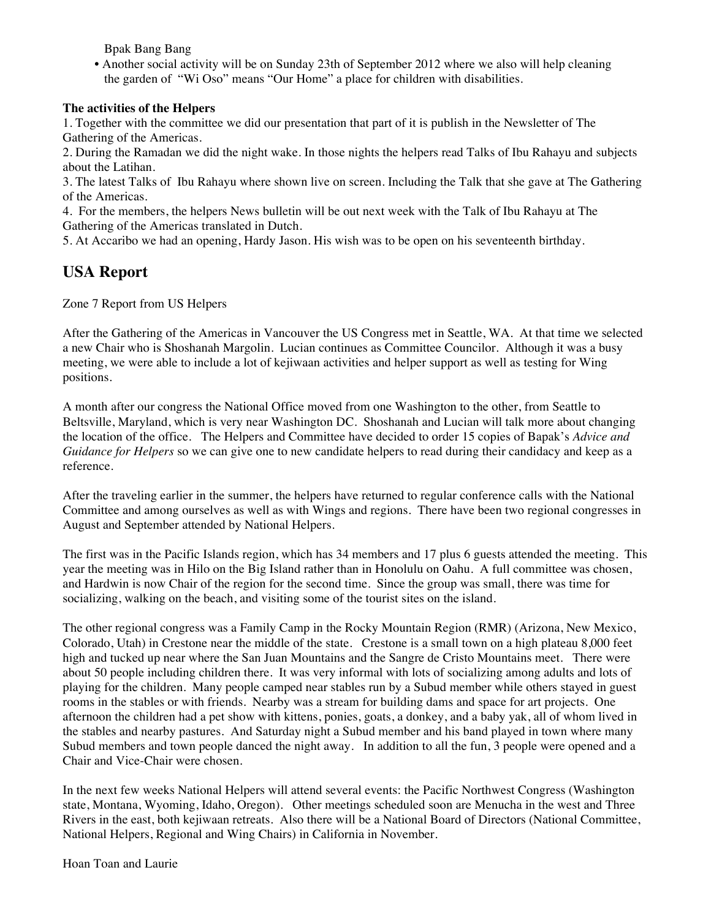Bpak Bang Bang

- Another social activity will be on Sunday 23th of September 2012 where we also will help cleaning the garden of "Wi Oso" means "Our Home" a place for children with disabilities.

**The activities of the Helpers**

1. Together with the committee we did our presentation that part of it is publish in the Newsletter of The Gathering of the Americas.
2. During the Ramadan we did the night wake. In those nights the helpers read Talks of Ibu Rahayu and subjects about the Latihan.
3. The latest Talks of Ibu Rahayu where shown live on screen. Including the Talk that she gave at The Gathering of the Americas.
4. For the members, the helpers News bulletin will be out next week with the Talk of Ibu Rahayu at The Gathering of the Americas translated in Dutch.
5. At Accaribo we had an opening, Hardy Jason. His wish was to be open on his seventeenth birthday.

## USA Report

Zone 7 Report from US Helpers

After the Gathering of the Americas in Vancouver the US Congress met in Seattle, WA. At that time we selected a new Chair who is Shoshanah Margolin. Lucian continues as Committee Councilor. Although it was a busy meeting, we were able to include a lot of kejiwaan activities and helper support as well as testing for Wing positions.

A month after our congress the National Office moved from one Washington to the other, from Seattle to Beltsville, Maryland, which is very near Washington DC. Shoshanah and Lucian will talk more about changing the location of the office. The Helpers and Committee have decided to order 15 copies of Bapak's *Advice and Guidance for Helpers* so we can give one to new candidate helpers to read during their candidacy and keep as a reference.

After the traveling earlier in the summer, the helpers have returned to regular conference calls with the National Committee and among ourselves as well as with Wings and regions. There have been two regional congresses in August and September attended by National Helpers.

The first was in the Pacific Islands region, which has 34 members and 17 plus 6 guests attended the meeting. This year the meeting was in Hilo on the Big Island rather than in Honolulu on Oahu. A full committee was chosen, and Hardwin is now Chair of the region for the second time. Since the group was small, there was time for socializing, walking on the beach, and visiting some of the tourist sites on the island.

The other regional congress was a Family Camp in the Rocky Mountain Region (RMR) (Arizona, New Mexico, Colorado, Utah) in Crestone near the middle of the state. Crestone is a small town on a high plateau 8,000 feet high and tucked up near where the San Juan Mountains and the Sangre de Cristo Mountains meet. There were about 50 people including children there. It was very informal with lots of socializing among adults and lots of playing for the children. Many people camped near stables run by a Subud member while others stayed in guest rooms in the stables or with friends. Nearby was a stream for building dams and space for art projects. One afternoon the children had a pet show with kittens, ponies, goats, a donkey, and a baby yak, all of whom lived in the stables and nearby pastures. And Saturday night a Subud member and his band played in town where many Subud members and town people danced the night away. In addition to all the fun, 3 people were opened and a Chair and Vice-Chair were chosen.

In the next few weeks National Helpers will attend several events: the Pacific Northwest Congress (Washington state, Montana, Wyoming, Idaho, Oregon). Other meetings scheduled soon are Menucha in the west and Three Rivers in the east, both kejiwaan retreats. Also there will be a National Board of Directors (National Committee, National Helpers, Regional and Wing Chairs) in California in November.

Hoan Toan and Laurie